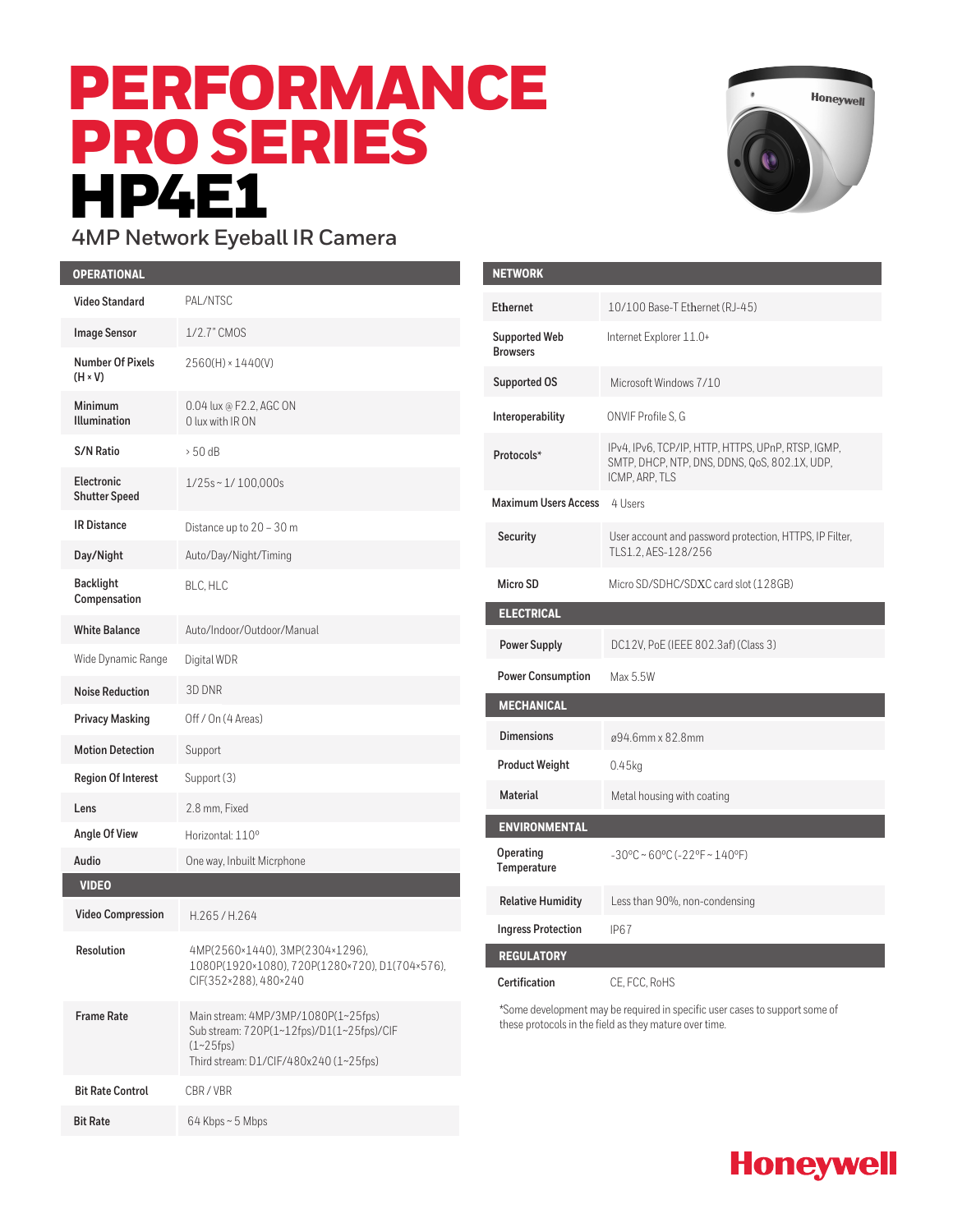# PERFORMANCE PRO SERIES HP4E1

## 4MP Network Eyeball IR Camera

| OPERATIONAL | |
|---|---|
| Video Standard | PAL/NTSC |
| Image Sensor | 1/2.7" CMOS |
| Number Of Pixels (H × V) | 2560(H) × 1440(V) |
| Minimum Illumination | 0.04 lux @ F2.2, AGC ON<br>0 lux with IR ON |
| S/N Ratio | > 50 dB |
| Electronic Shutter Speed | 1/25s ~ 1/ 100,000s |
| IR Distance | Distance up to 20 – 30 m |
| Day/Night | Auto/Day/Night/Timing |
| Backlight Compensation | BLC, HLC |
| White Balance | Auto/Indoor/Outdoor/Manual |
| Wide Dynamic Range | Digital WDR |
| Noise Reduction | 3D DNR |
| Privacy Masking | Off / On (4 Areas) |
| Motion Detection | Support |
| Region Of Interest | Support (3) |
| Lens | 2.8 mm, Fixed |
| Angle Of View | Horizontal: 110° |
| Audio | One way, Inbuilt Micrphone |

| VIDEO | |
|---|---|
| Video Compression | H.265 / H.264 |
| Resolution | 4MP(2560×1440), 3MP(2304×1296), 1080P(1920×1080), 720P(1280×720), D1(704×576), CIF(352×288), 480×240 |
| Frame Rate | Main stream: 4MP/3MP/1080P(1~25fps)<br>Sub stream: 720P(1~12fps)/D1(1~25fps)/CIF (1~25fps)<br>Third stream: D1/CIF/480x240 (1~25fps) |
| Bit Rate Control | CBR / VBR |
| Bit Rate | 64 Kbps ~ 5 Mbps |

| NETWORK | |
|---|---|
| Ethernet | 10/100 Base-T Ethernet (RJ-45) |
| Supported Web Browsers | Internet Explorer 11.0+ |
| Supported OS | Microsoft Windows 7/10 |
| Interoperability | ONVIF Profile S, G |
| Protocols* | IPv4, IPv6, TCP/IP, HTTP, HTTPS, UPnP, RTSP, IGMP, SMTP, DHCP, NTP, DNS, DDNS, QoS, 802.1X, UDP, ICMP, ARP, TLS |
| Maximum Users Access | 4 Users |
| Security | User account and password protection, HTTPS, IP Filter, TLS1.2, AES-128/256 |
| Micro SD | Micro SD/SDHC/SDXC card slot (128GB) |

| ELECTRICAL | |
|---|---|
| Power Supply | DC12V, PoE (IEEE 802.3af) (Class 3) |
| Power Consumption | Max 5.5W |

| MECHANICAL | |
|---|---|
| Dimensions | ø94.6mm x 82.8mm |
| Product Weight | 0.45kg |
| Material | Metal housing with coating |

| ENVIRONMENTAL | |
|---|---|
| Operating Temperature | -30°C ~ 60°C (-22°F ~ 140°F) |
| Relative Humidity | Less than 90%, non-condensing |
| Ingress Protection | IP67 |

| REGULATORY | |
|---|---|
| Certification | CE, FCC, RoHS |

*Some development may be required in specific user cases to support some of these protocols in the field as they mature over time.

Honeywell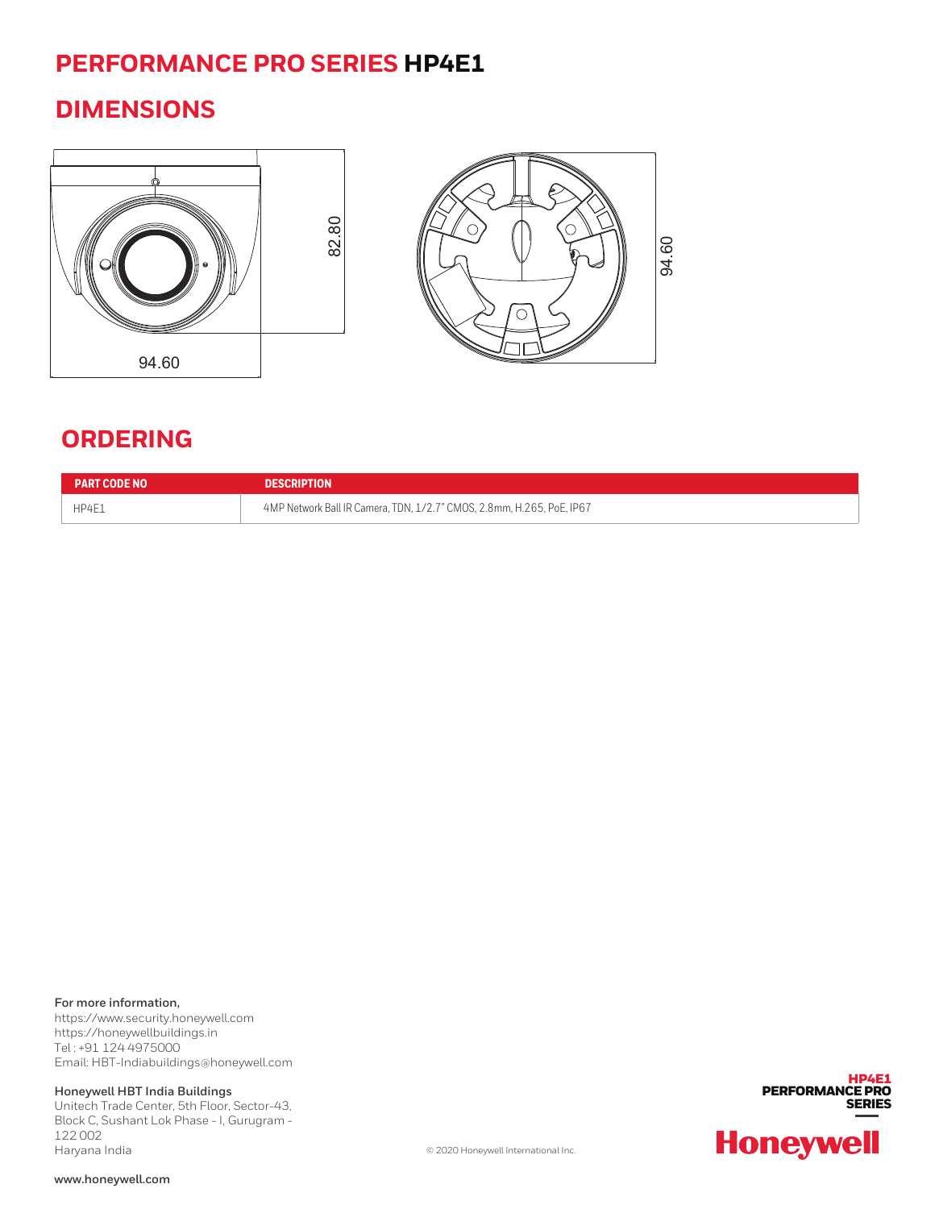# PERFORMANCE PRO SERIES HP4E1

## DIMENSIONS

82.80

94.60

94.60

## ORDERING

| PART CODE NO | DESCRIPTION |
|---|---|
| HP4E1 | 4MP Network Ball IR Camera, TDN, 1/2.7" CMOS, 2.8mm, H.265, PoE, IP67 |

**For more information,**
https://www.security.honeywell.com
https://honeywellbuildings.in
Tel : +91 124 4975000
Email: HBT-Indiabuildings@honeywell.com

**Honeywell HBT India Buildings**
Unitech Trade Center, 5th Floor, Sector-43,
Block C, Sushant Lok Phase - I, Gurugram -
122 002
Haryana India

© 2020 Honeywell International Inc.

**www.honeywell.com**

**HP4E1**
**PERFORMANCE PRO SERIES**

**Honeywell**